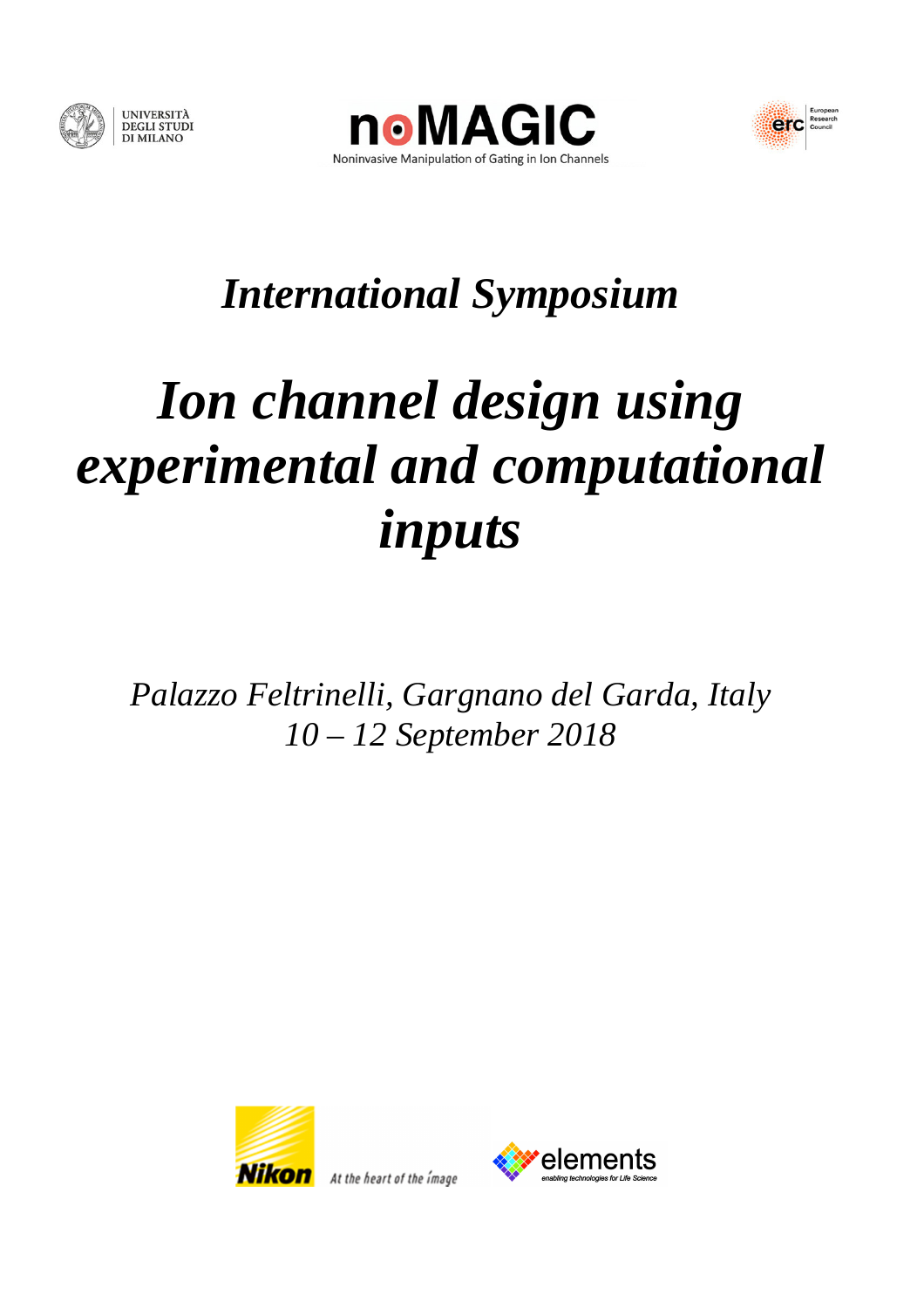UNIVERSITÀ DEGLI STUDI DI MILANO

**noMAGIC**

Noninvasive Manipulation of Gating in Ion Channels

erc European Research Council

## *International Symposium*

# *Ion channel design using experimental and computational inputs*

*Palazzo Feltrinelli, Gargnano del Garda, Italy*
*10 – 12 September 2018*

Nikon At the heart of the image

elements enabling technologies for Life Science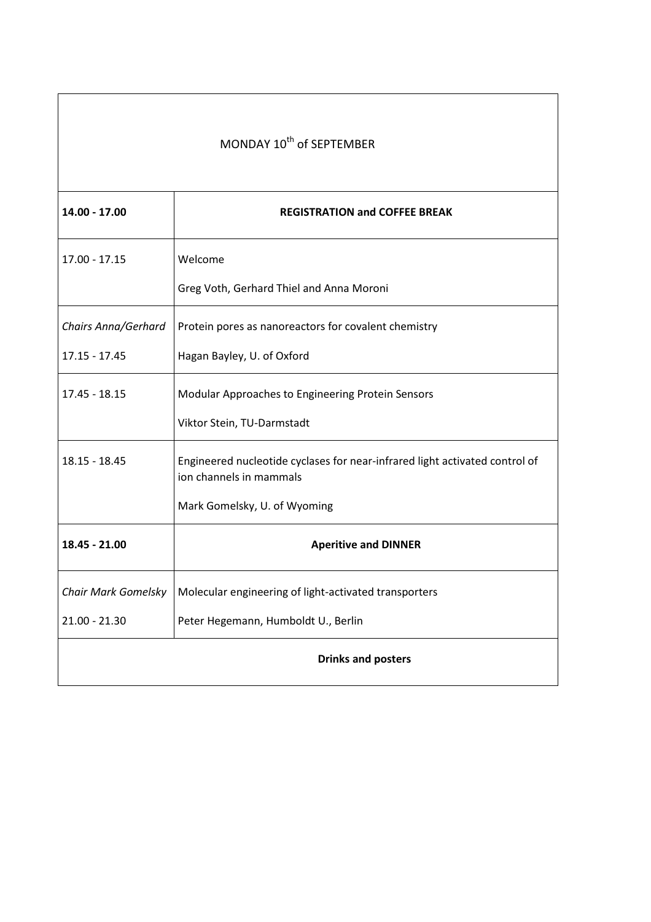| MONDAY 10th of SEPTEMBER | |
|---|---|
| **14.00 - 17.00** | **REGISTRATION and COFFEE BREAK** |
| 17.00 - 17.15 | Welcome<br>Greg Voth, Gerhard Thiel and Anna Moroni |
| *Chairs Anna/Gerhard*<br>17.15 - 17.45 | Protein pores as nanoreactors for covalent chemistry<br>Hagan Bayley, U. of Oxford |
| 17.45 - 18.15 | Modular Approaches to Engineering Protein Sensors<br>Viktor Stein, TU-Darmstadt |
| 18.15 - 18.45 | Engineered nucleotide cyclases for near-infrared light activated control of ion channels in mammals<br>Mark Gomelsky, U. of Wyoming |
| **18.45 - 21.00** | **Aperitive and DINNER** |
| *Chair Mark Gomelsky*<br>21.00 - 21.30 | Molecular engineering of light-activated transporters<br>Peter Hegemann, Humboldt U., Berlin |
| | **Drinks and posters** |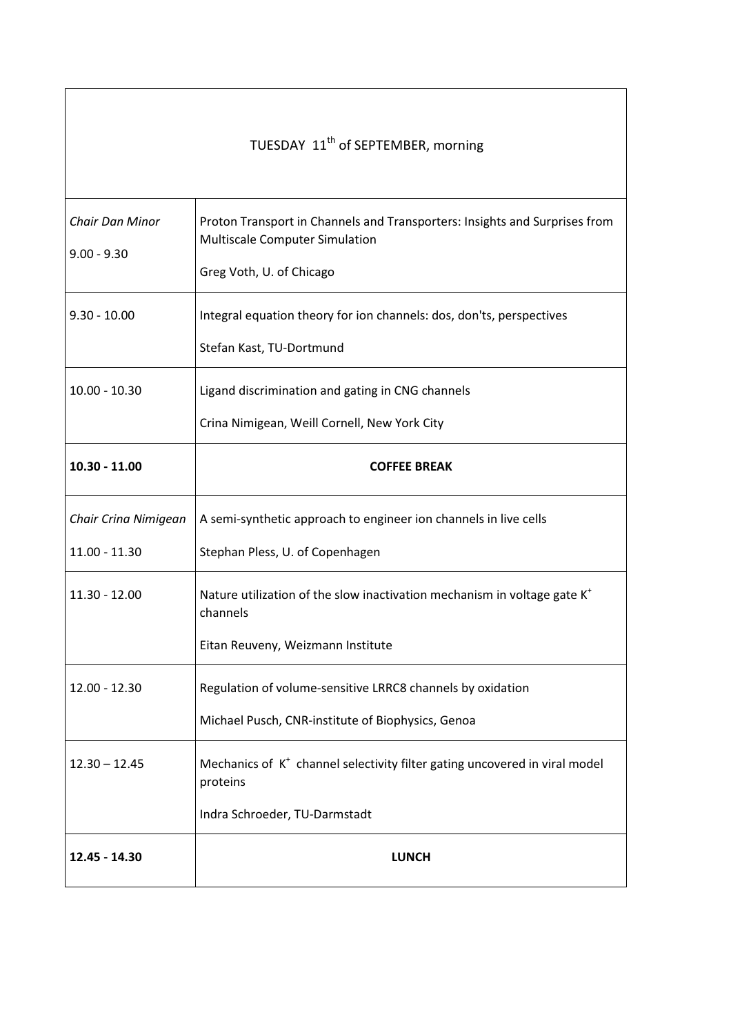| TUESDAY 11th of SEPTEMBER, morning | |
|---|---|
| *Chair Dan Minor*<br>9.00 - 9.30 | Proton Transport in Channels and Transporters: Insights and Surprises from Multiscale Computer Simulation<br>Greg Voth, U. of Chicago |
| 9.30 - 10.00 | Integral equation theory for ion channels: dos, don'ts, perspectives<br>Stefan Kast, TU-Dortmund |
| 10.00 - 10.30 | Ligand discrimination and gating in CNG channels<br>Crina Nimigean, Weill Cornell, New York City |
| **10.30 - 11.00** | **COFFEE BREAK** |
| *Chair Crina Nimigean*<br>11.00 - 11.30 | A semi-synthetic approach to engineer ion channels in live cells<br>Stephan Pless, U. of Copenhagen |
| 11.30 - 12.00 | Nature utilization of the slow inactivation mechanism in voltage gate $K^+$ channels<br>Eitan Reuveny, Weizmann Institute |
| 12.00 - 12.30 | Regulation of volume-sensitive LRRC8 channels by oxidation<br>Michael Pusch, CNR-institute of Biophysics, Genoa |
| 12.30 – 12.45 | Mechanics of $K^+$ channel selectivity filter gating uncovered in viral model proteins<br>Indra Schroeder, TU-Darmstadt |
| **12.45 - 14.30** | **LUNCH** |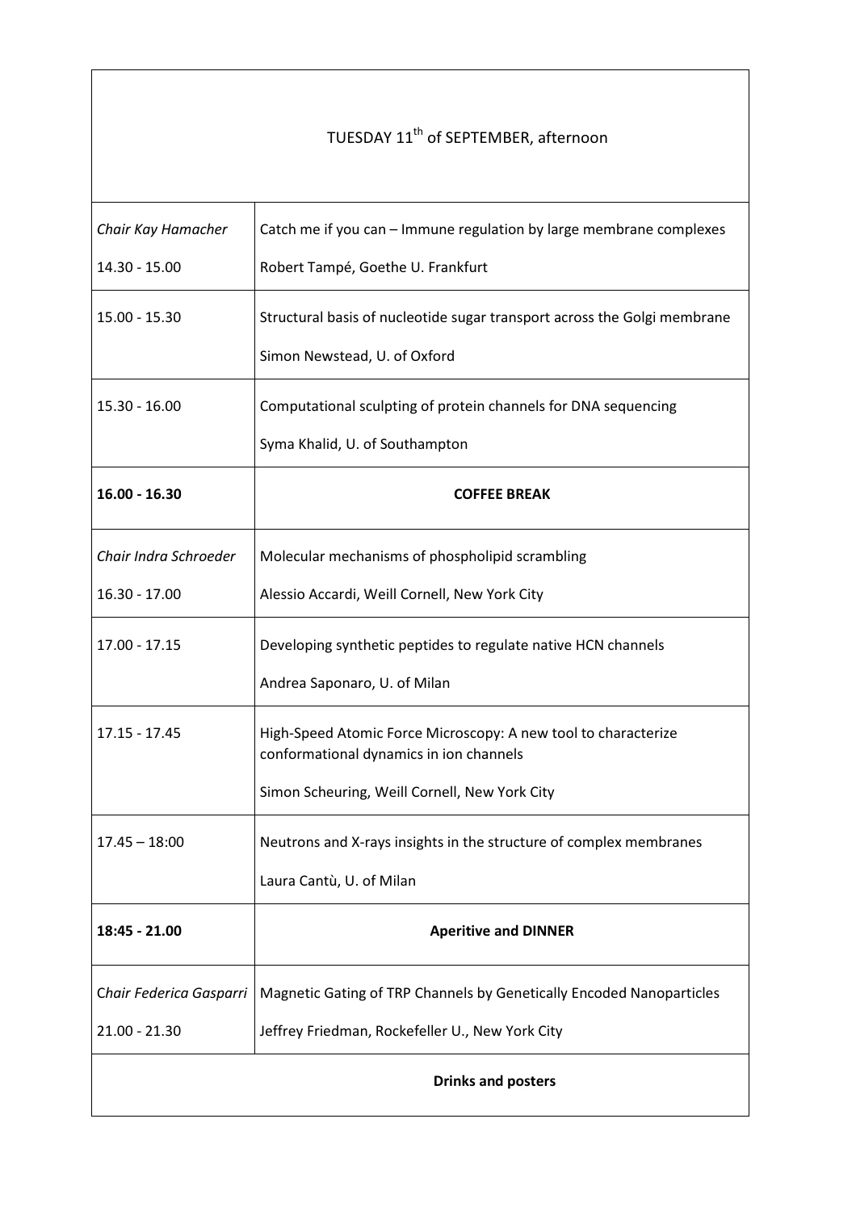| TUESDAY 11th of SEPTEMBER, afternoon | |
|---|---|
| *Chair Kay Hamacher*<br>14.30 - 15.00 | Catch me if you can – Immune regulation by large membrane complexes<br>Robert Tampé, Goethe U. Frankfurt |
| 15.00 - 15.30 | Structural basis of nucleotide sugar transport across the Golgi membrane<br>Simon Newstead, U. of Oxford |
| 15.30 - 16.00 | Computational sculpting of protein channels for DNA sequencing<br>Syma Khalid, U. of Southampton |
| **16.00 - 16.30** | **COFFEE BREAK** |
| *Chair Indra Schroeder*<br>16.30 - 17.00 | Molecular mechanisms of phospholipid scrambling<br>Alessio Accardi, Weill Cornell, New York City |
| 17.00 - 17.15 | Developing synthetic peptides to regulate native HCN channels<br>Andrea Saponaro, U. of Milan |
| 17.15 - 17.45 | High-Speed Atomic Force Microscopy: A new tool to characterize conformational dynamics in ion channels<br>Simon Scheuring, Weill Cornell, New York City |
| 17.45 – 18:00 | Neutrons and X-rays insights in the structure of complex membranes<br>Laura Cantù, U. of Milan |
| **18:45 - 21.00** | **Aperitive and DINNER** |
| *Chair Federica Gasparri*<br>21.00 - 21.30 | Magnetic Gating of TRP Channels by Genetically Encoded Nanoparticles<br>Jeffrey Friedman, Rockefeller U., New York City |
| **Drinks and posters** | |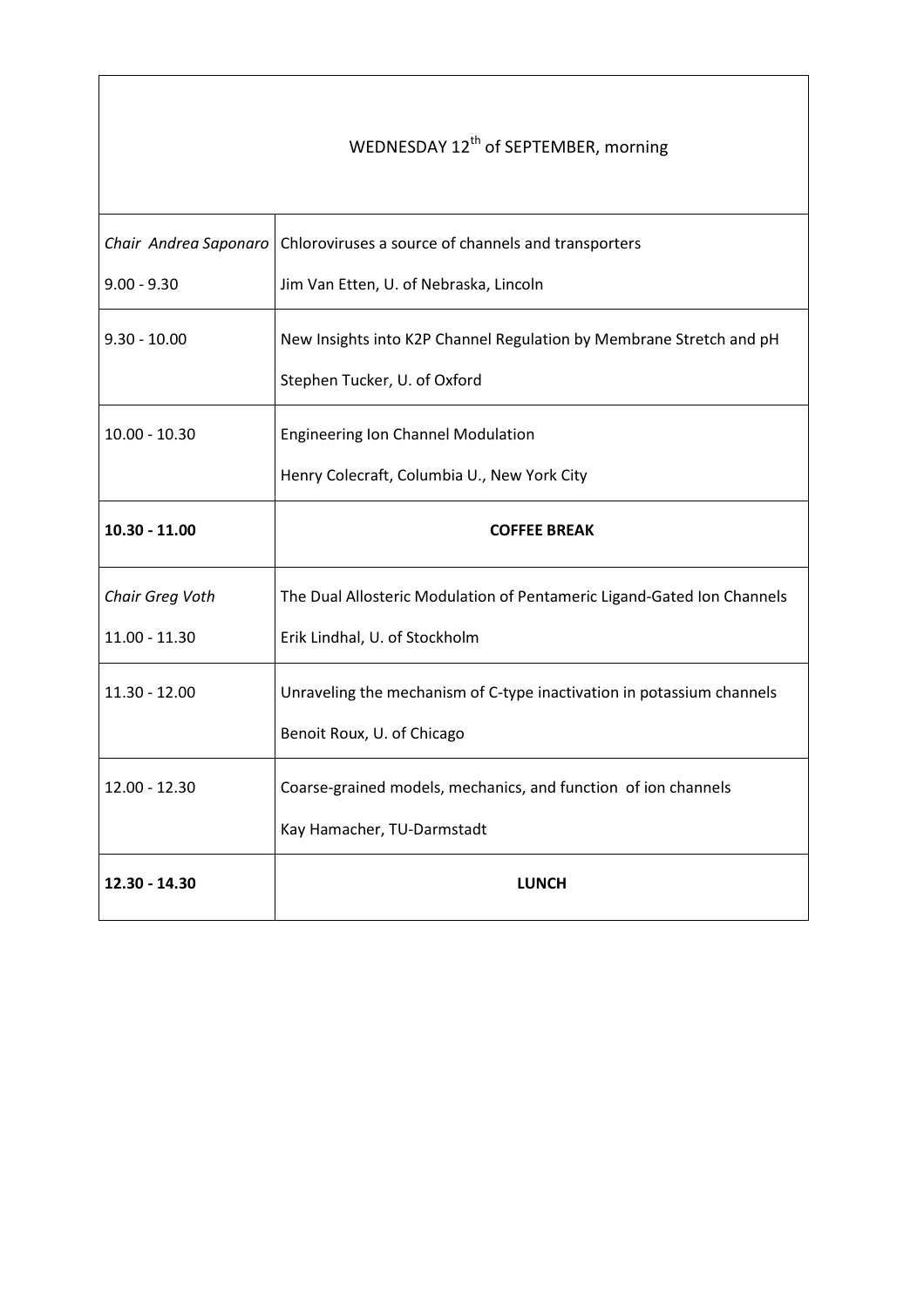| WEDNESDAY 12th of SEPTEMBER, morning | |
|---|---|
| *Chair Andrea Saponaro*<br>9.00 - 9.30 | Chloroviruses a source of channels and transporters<br>Jim Van Etten, U. of Nebraska, Lincoln |
| 9.30 - 10.00 | New Insights into K2P Channel Regulation by Membrane Stretch and pH<br>Stephen Tucker, U. of Oxford |
| 10.00 - 10.30 | Engineering Ion Channel Modulation<br>Henry Colecraft, Columbia U., New York City |
| **10.30 - 11.00** | **COFFEE BREAK** |
| *Chair Greg Voth*<br>11.00 - 11.30 | The Dual Allosteric Modulation of Pentameric Ligand-Gated Ion Channels<br>Erik Lindhal, U. of Stockholm |
| 11.30 - 12.00 | Unraveling the mechanism of C-type inactivation in potassium channels<br>Benoit Roux, U. of Chicago |
| 12.00 - 12.30 | Coarse-grained models, mechanics, and function of ion channels<br>Kay Hamacher, TU-Darmstadt |
| **12.30 - 14.30** | **LUNCH** |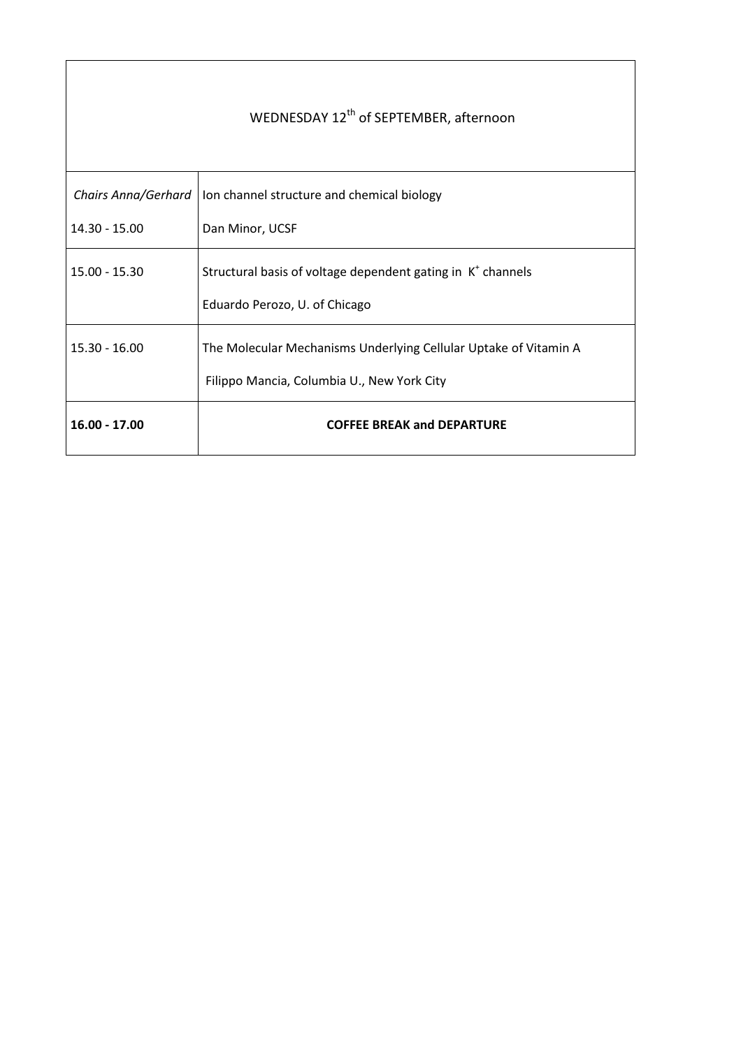| WEDNESDAY 12th of SEPTEMBER, afternoon | |
|---|---|
| *Chairs Anna/Gerhard*<br>14.30 - 15.00 | Ion channel structure and chemical biology<br>Dan Minor, UCSF |
| 15.00 - 15.30 | Structural basis of voltage dependent gating in $K^+$ channels<br>Eduardo Perozo, U. of Chicago |
| 15.30 - 16.00 | The Molecular Mechanisms Underlying Cellular Uptake of Vitamin A<br>Filippo Mancia, Columbia U., New York City |
| **16.00 - 17.00** | **COFFEE BREAK and DEPARTURE** |